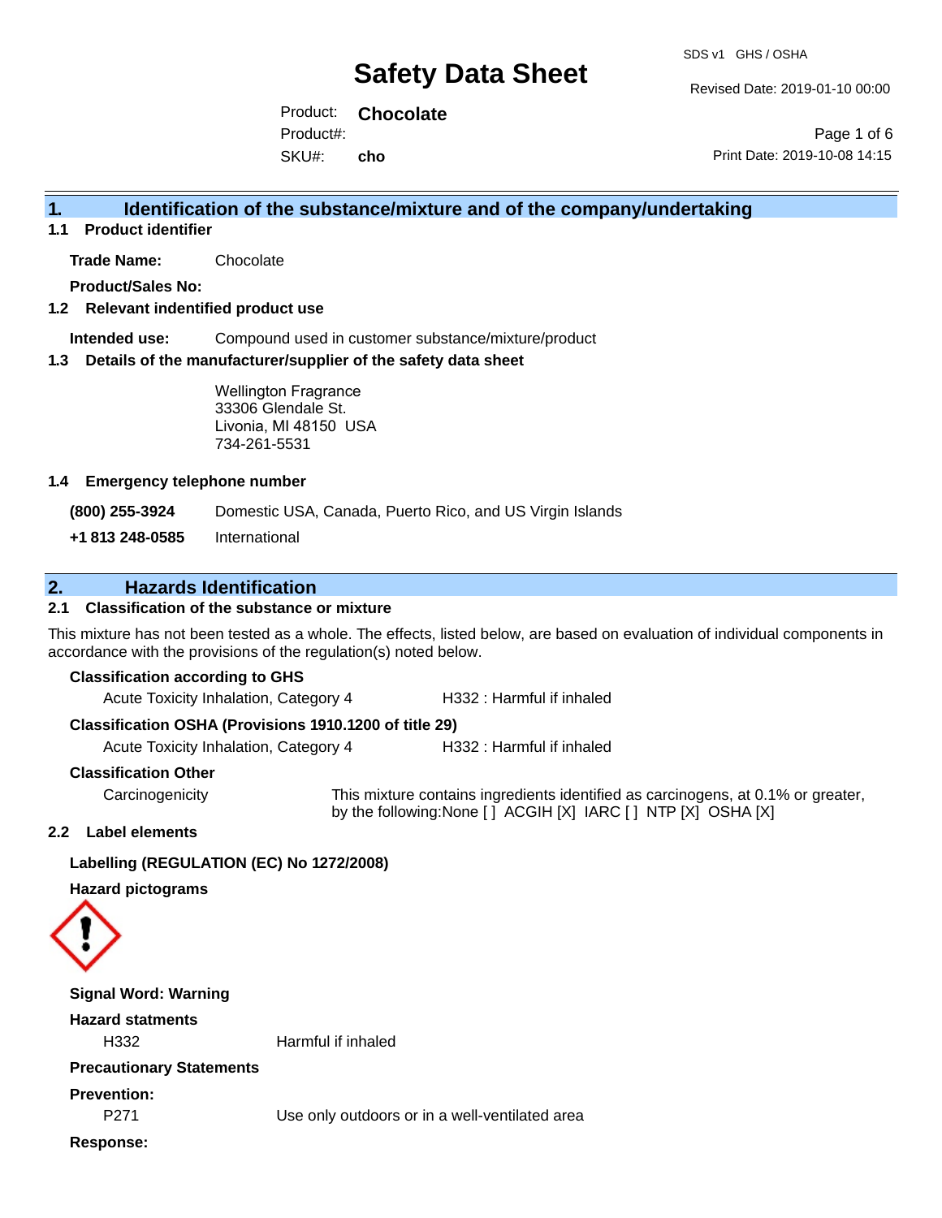# Safety Data Sheet

SDS v1 GHS / OSHA

Revised Date: 2019-01-10 00:00

Product: **Chocolate**

Product#:

SKU#: **cho**

Print Date: 2019-10-08 14:15

## 1. Identification of the substance/mixture and of the company/undertaking

### 1.1 Product identifier

**Trade Name:** Chocolate

**Product/Sales No:**

### 1.2 Relevant identified product use

**Intended use:** Compound used in customer substance/mixture/product

### 1.3 Details of the manufacturer/supplier of the safety data sheet

Wellington Fragrance
33306 Glendale St.
Livonia, MI 48150 USA
734-261-5531

### 1.4 Emergency telephone number

**(800) 255-3924** Domestic USA, Canada, Puerto Rico, and US Virgin Islands

**+1 813 248-0585** International

## 2. Hazards Identification

### 2.1 Classification of the substance or mixture

This mixture has not been tested as a whole. The effects, listed below, are based on evaluation of individual components in accordance with the provisions of the regulation(s) noted below.

**Classification according to GHS**

Acute Toxicity Inhalation, Category 4 — H332 : Harmful if inhaled

**Classification OSHA (Provisions 1910.1200 of title 29)**

Acute Toxicity Inhalation, Category 4 — H332 : Harmful if inhaled

**Classification Other**

Carcinogenicity — This mixture contains ingredients identified as carcinogens, at 0.1% or greater, by the following:None [ ] ACGIH [X] IARC [ ] NTP [X] OSHA [X]

### 2.2 Label elements

**Labelling (REGULATION (EC) No 1272/2008)**

**Hazard pictograms**

**Signal Word: Warning**

**Hazard statments**

H332 — Harmful if inhaled

**Precautionary Statements**

**Prevention:**

P271 — Use only outdoors or in a well-ventilated area

**Response:**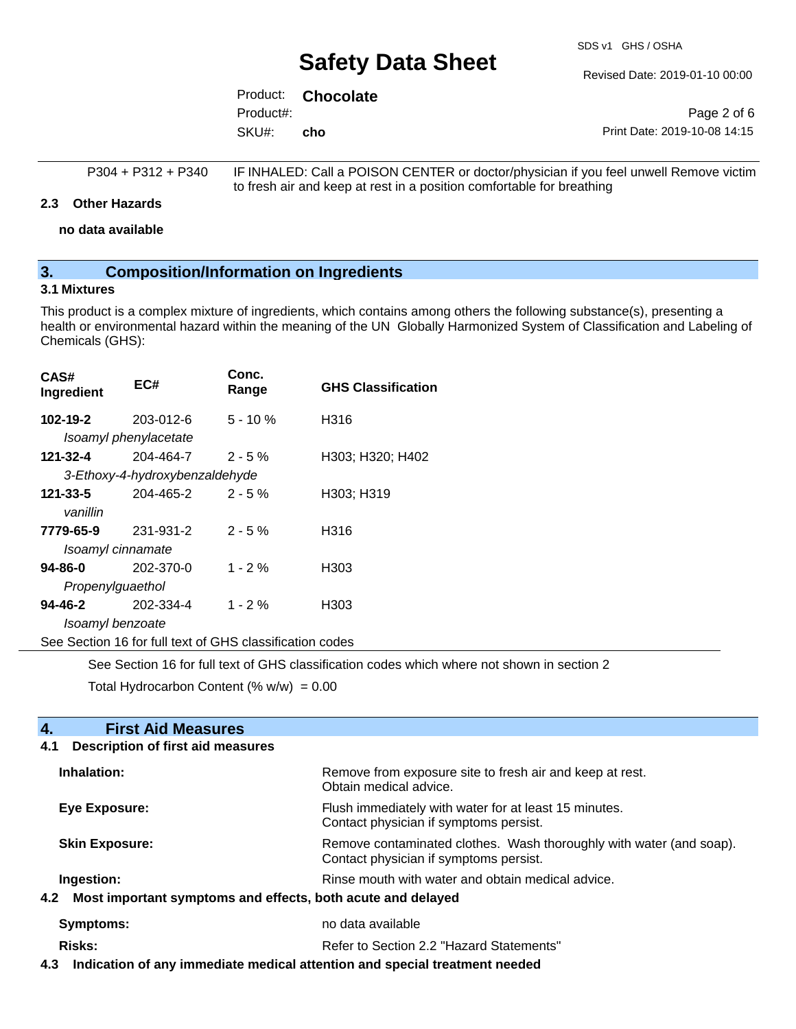| | |
|---|---|
| P304 + P312 + P340 | IF INHALED: Call a POISON CENTER or doctor/physician if you feel unwell Remove victim to fresh air and keep at rest in a position comfortable for breathing |

### 2.3 Other Hazards

**no data available**

## 3. Composition/Information on Ingredients

### 3.1 Mixtures

This product is a complex mixture of ingredients, which contains among others the following substance(s), presenting a health or environmental hazard within the meaning of the UN Globally Harmonized System of Classification and Labeling of Chemicals (GHS):

| CAS# Ingredient | EC# | Conc. Range | GHS Classification |
|---|---|---|---|
| **102-19-2** *Isoamyl phenylacetate* | 203-012-6 | 5 - 10 % | H316 |
| **121-32-4** *3-Ethoxy-4-hydroxybenzaldehyde* | 204-464-7 | 2 - 5 % | H303; H320; H402 |
| **121-33-5** *vanillin* | 204-465-2 | 2 - 5 % | H303; H319 |
| **7779-65-9** *Isoamyl cinnamate* | 231-931-2 | 2 - 5 % | H316 |
| **94-86-0** *Propenylguaethol* | 202-370-0 | 1 - 2 % | H303 |
| **94-46-2** *Isoamyl benzoate* | 202-334-4 | 1 - 2 % | H303 |

See Section 16 for full text of GHS classification codes

See Section 16 for full text of GHS classification codes which where not shown in section 2

Total Hydrocarbon Content (% w/w) = 0.00

## 4. First Aid Measures

### 4.1 Description of first aid measures

| | |
|---|---|
| **Inhalation:** | Remove from exposure site to fresh air and keep at rest. Obtain medical advice. |
| **Eye Exposure:** | Flush immediately with water for at least 15 minutes. Contact physician if symptoms persist. |
| **Skin Exposure:** | Remove contaminated clothes. Wash thoroughly with water (and soap). Contact physician if symptoms persist. |
| **Ingestion:** | Rinse mouth with water and obtain medical advice. |

### 4.2 Most important symptoms and effects, both acute and delayed

| | |
|---|---|
| **Symptoms:** | no data available |
| **Risks:** | Refer to Section 2.2 "Hazard Statements" |

### 4.3 Indication of any immediate medical attention and special treatment needed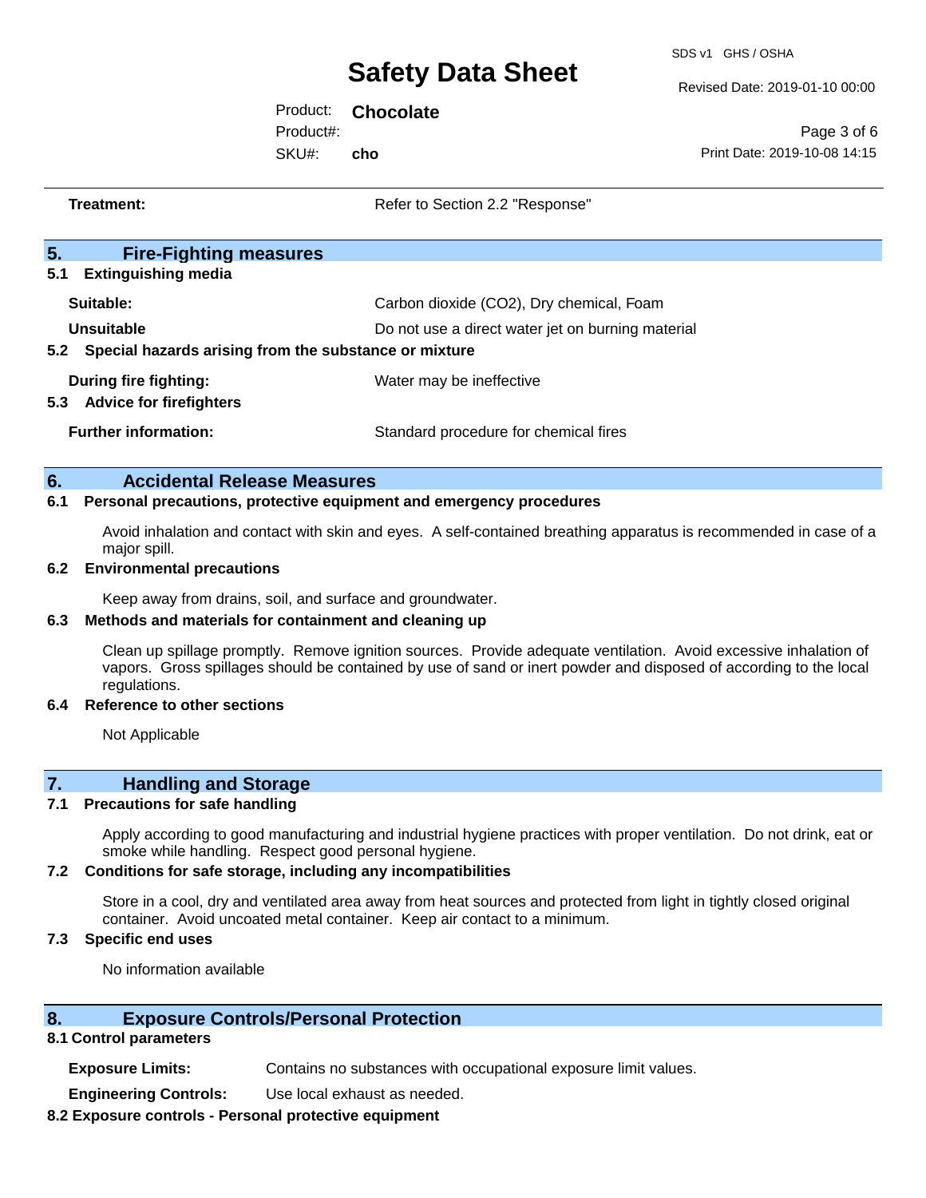**Treatment:** Refer to Section 2.2 "Response"

## 5. Fire-Fighting measures

### 5.1 Extinguishing media

**Suitable:** Carbon dioxide ($CO_2$), Dry chemical, Foam

**Unsuitable** Do not use a direct water jet on burning material

### 5.2 Special hazards arising from the substance or mixture

**During fire fighting:** Water may be ineffective

### 5.3 Advice for firefighters

**Further information:** Standard procedure for chemical fires

## 6. Accidental Release Measures

### 6.1 Personal precautions, protective equipment and emergency procedures

Avoid inhalation and contact with skin and eyes. A self-contained breathing apparatus is recommended in case of a major spill.

### 6.2 Environmental precautions

Keep away from drains, soil, and surface and groundwater.

### 6.3 Methods and materials for containment and cleaning up

Clean up spillage promptly. Remove ignition sources. Provide adequate ventilation. Avoid excessive inhalation of vapors. Gross spillages should be contained by use of sand or inert powder and disposed of according to the local regulations.

### 6.4 Reference to other sections

Not Applicable

## 7. Handling and Storage

### 7.1 Precautions for safe handling

Apply according to good manufacturing and industrial hygiene practices with proper ventilation. Do not drink, eat or smoke while handling. Respect good personal hygiene.

### 7.2 Conditions for safe storage, including any incompatibilities

Store in a cool, dry and ventilated area away from heat sources and protected from light in tightly closed original container. Avoid uncoated metal container. Keep air contact to a minimum.

### 7.3 Specific end uses

No information available

## 8. Exposure Controls/Personal Protection

### 8.1 Control parameters

**Exposure Limits:** Contains no substances with occupational exposure limit values.

**Engineering Controls:** Use local exhaust as needed.

### 8.2 Exposure controls - Personal protective equipment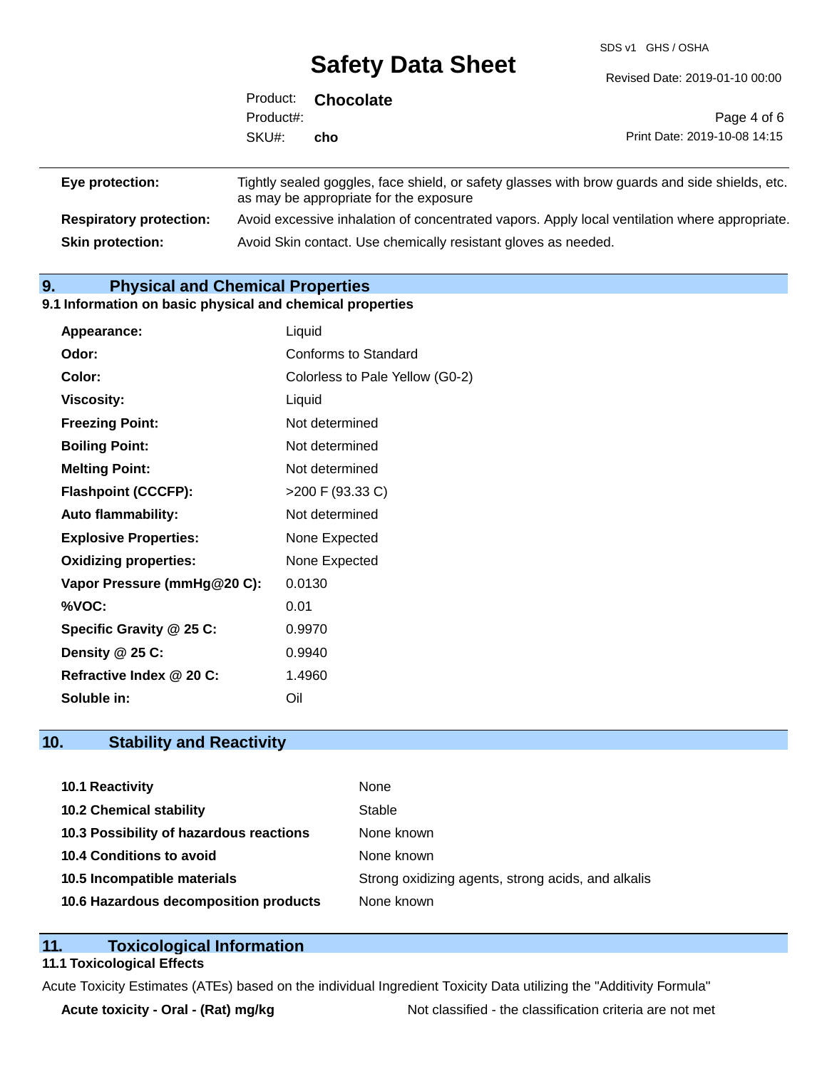| | |
|---|---|
| **Eye protection:** | Tightly sealed goggles, face shield, or safety glasses with brow guards and side shields, etc. as may be appropriate for the exposure |
| **Respiratory protection:** | Avoid excessive inhalation of concentrated vapors. Apply local ventilation where appropriate. |
| **Skin protection:** | Avoid Skin contact. Use chemically resistant gloves as needed. |

## 9. Physical and Chemical Properties

### 9.1 Information on basic physical and chemical properties

| | |
|---|---|
| **Appearance:** | Liquid |
| **Odor:** | Conforms to Standard |
| **Color:** | Colorless to Pale Yellow (G0-2) |
| **Viscosity:** | Liquid |
| **Freezing Point:** | Not determined |
| **Boiling Point:** | Not determined |
| **Melting Point:** | Not determined |
| **Flashpoint (CCCFP):** | >200 F (93.33 C) |
| **Auto flammability:** | Not determined |
| **Explosive Properties:** | None Expected |
| **Oxidizing properties:** | None Expected |
| **Vapor Pressure (mmHg@20 C):** | 0.0130 |
| **%VOC:** | 0.01 |
| **Specific Gravity @ 25 C:** | 0.9970 |
| **Density @ 25 C:** | 0.9940 |
| **Refractive Index @ 20 C:** | 1.4960 |
| **Soluble in:** | Oil |

## 10. Stability and Reactivity

| | |
|---|---|
| **10.1 Reactivity** | None |
| **10.2 Chemical stability** | Stable |
| **10.3 Possibility of hazardous reactions** | None known |
| **10.4 Conditions to avoid** | None known |
| **10.5 Incompatible materials** | Strong oxidizing agents, strong acids, and alkalis |
| **10.6 Hazardous decomposition products** | None known |

## 11. Toxicological Information

### 11.1 Toxicological Effects

Acute Toxicity Estimates (ATEs) based on the individual Ingredient Toxicity Data utilizing the "Additivity Formula"

| | |
|---|---|
| **Acute toxicity - Oral - (Rat) mg/kg** | Not classified - the classification criteria are not met |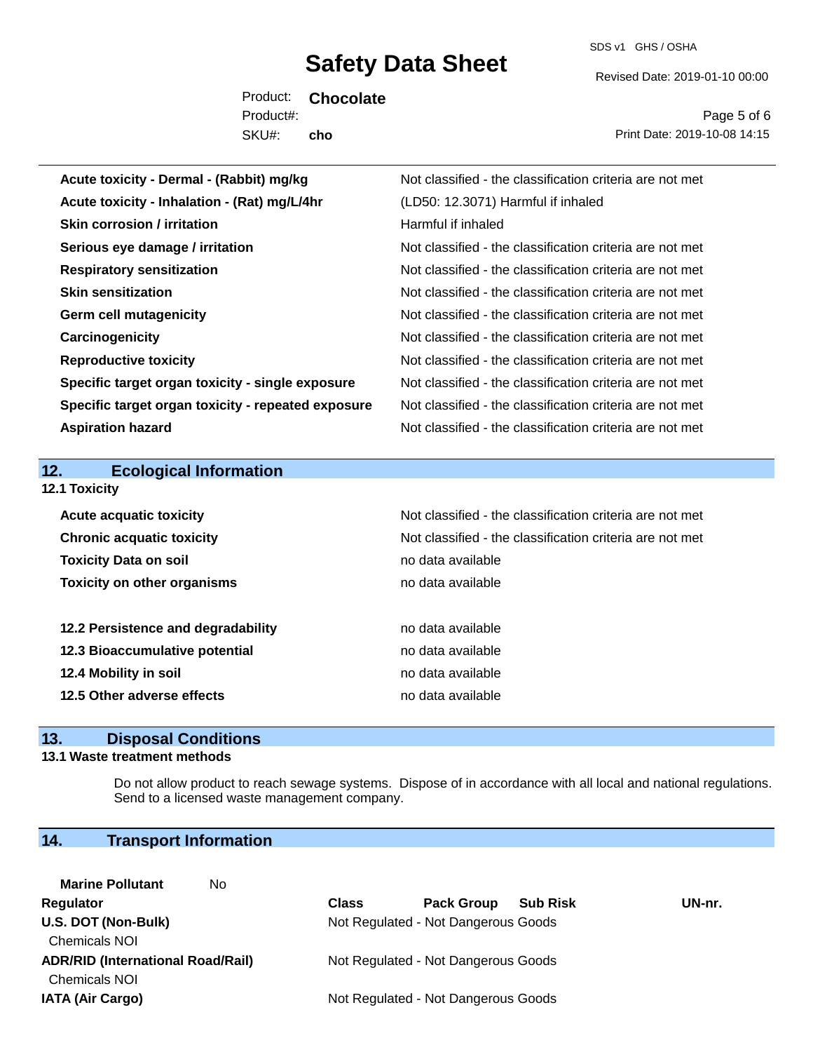| | |
|---|---|
| **Acute toxicity - Dermal - (Rabbit) mg/kg** | Not classified - the classification criteria are not met |
| **Acute toxicity - Inhalation - (Rat) mg/L/4hr** | (LD50: 12.3071) Harmful if inhaled |
| **Skin corrosion / irritation** | Harmful if inhaled |
| **Serious eye damage / irritation** | Not classified - the classification criteria are not met |
| **Respiratory sensitization** | Not classified - the classification criteria are not met |
| **Skin sensitization** | Not classified - the classification criteria are not met |
| **Germ cell mutagenicity** | Not classified - the classification criteria are not met |
| **Carcinogenicity** | Not classified - the classification criteria are not met |
| **Reproductive toxicity** | Not classified - the classification criteria are not met |
| **Specific target organ toxicity - single exposure** | Not classified - the classification criteria are not met |
| **Specific target organ toxicity - repeated exposure** | Not classified - the classification criteria are not met |
| **Aspiration hazard** | Not classified - the classification criteria are not met |

## 12. Ecological Information

### 12.1 Toxicity

| | |
|---|---|
| **Acute acquatic toxicity** | Not classified - the classification criteria are not met |
| **Chronic acquatic toxicity** | Not classified - the classification criteria are not met |
| **Toxicity Data on soil** | no data available |
| **Toxicity on other organisms** | no data available |
| | |
| **12.2 Persistence and degradability** | no data available |
| **12.3 Bioaccumulative potential** | no data available |
| **12.4 Mobility in soil** | no data available |
| **12.5 Other adverse effects** | no data available |

## 13. Disposal Conditions

### 13.1 Waste treatment methods

Do not allow product to reach sewage systems. Dispose of in accordance with all local and national regulations. Send to a licensed waste management company.

## 14. Transport Information

**Marine Pollutant** No

| Regulator | Class | Pack Group | Sub Risk | UN-nr. |
|---|---|---|---|---|
| **U.S. DOT (Non-Bulk)** Chemicals NOI | Not Regulated - Not Dangerous Goods | | | |
| **ADR/RID (International Road/Rail)** Chemicals NOI | Not Regulated - Not Dangerous Goods | | | |
| **IATA (Air Cargo)** | Not Regulated - Not Dangerous Goods | | | |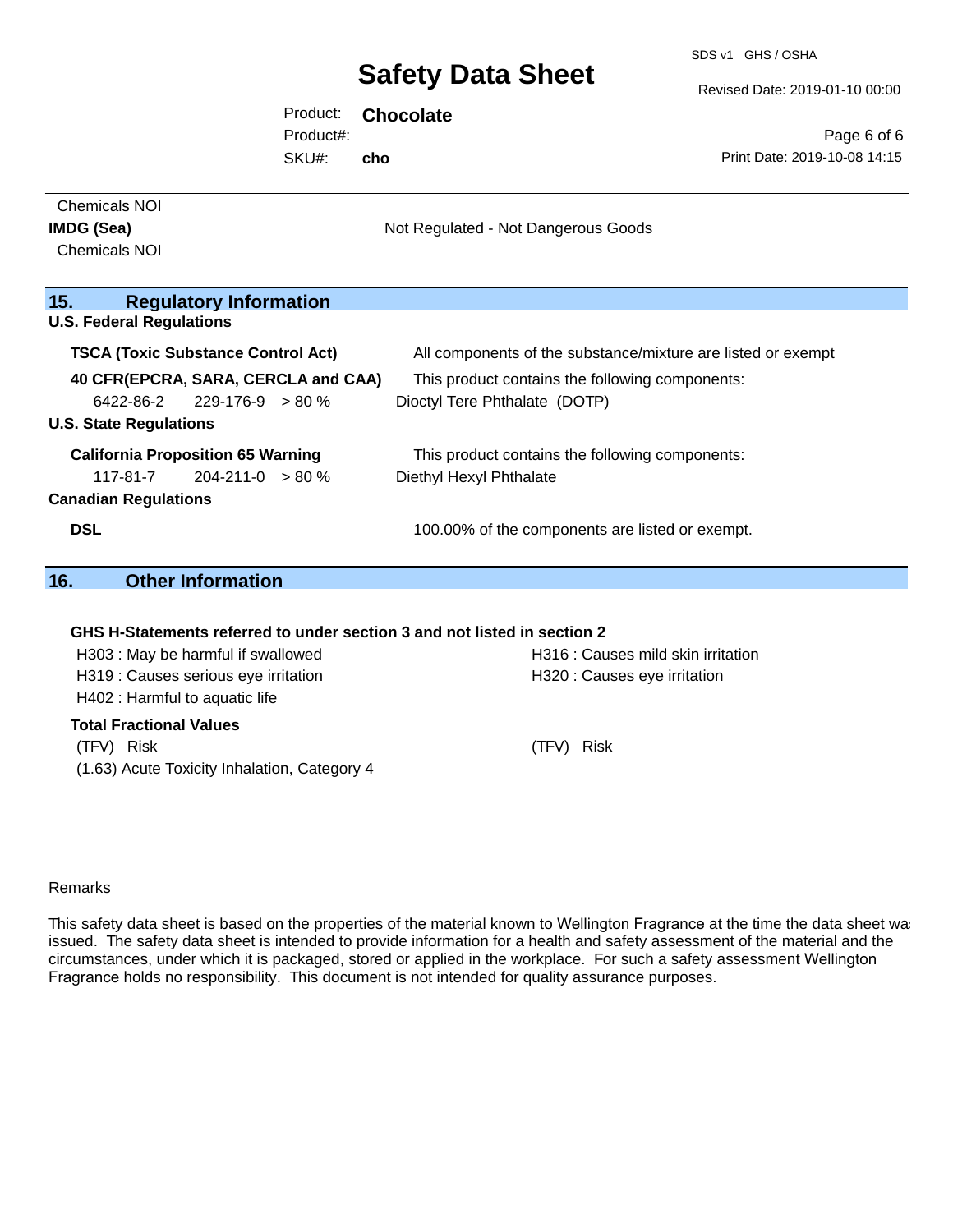Chemicals NOI

**IMDG (Sea)** Not Regulated - Not Dangerous Goods

Chemicals NOI

## 15. Regulatory Information

### U.S. Federal Regulations

**TSCA (Toxic Substance Control Act)** All components of the substance/mixture are listed or exempt

**40 CFR(EPCRA, SARA, CERCLA and CAA)** This product contains the following components:

| | | | |
|---|---|---|---|
| 6422-86-2 | 229-176-9 | > 80 % | Dioctyl Tere Phthalate (DOTP) |

### U.S. State Regulations

**California Proposition 65 Warning** This product contains the following components:

| | | | |
|---|---|---|---|
| 117-81-7 | 204-211-0 | > 80 % | Diethyl Hexyl Phthalate |

### Canadian Regulations

**DSL** 100.00% of the components are listed or exempt.

## 16. Other Information

**GHS H-Statements referred to under section 3 and not listed in section 2**

H303 : May be harmful if swallowed
H316 : Causes mild skin irritation
H319 : Causes serious eye irritation
H320 : Causes eye irritation
H402 : Harmful to aquatic life

**Total Fractional Values**

| (TFV) Risk | (TFV) Risk |
|---|---|
| (1.63) Acute Toxicity Inhalation, Category 4 | |

Remarks

This safety data sheet is based on the properties of the material known to Wellington Fragrance at the time the data sheet was issued. The safety data sheet is intended to provide information for a health and safety assessment of the material and the circumstances, under which it is packaged, stored or applied in the workplace. For such a safety assessment Wellington Fragrance holds no responsibility. This document is not intended for quality assurance purposes.